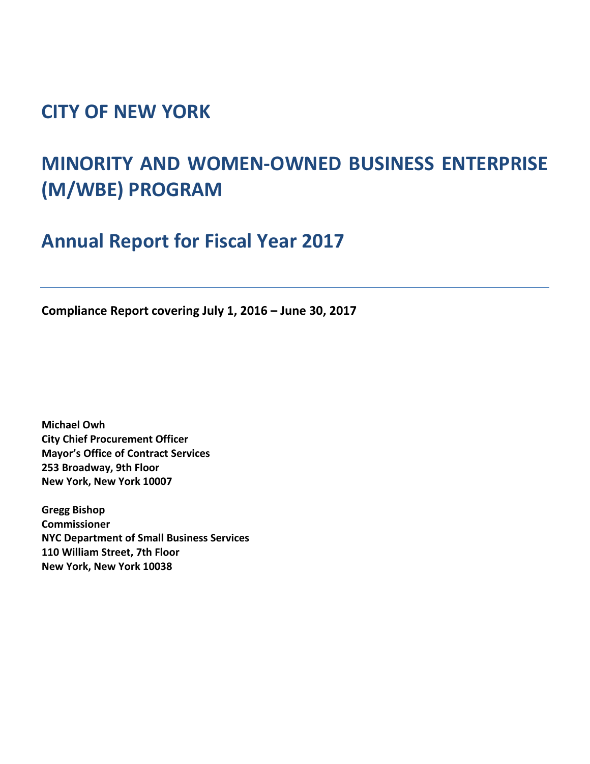# CITY OF NEW YORK

# MINORITY AND WOMEN-OWNED BUSINESS ENTERPRISE (M/WBE) PROGRAM

## Annual Report for Fiscal Year 2017

---

**Compliance Report covering July 1, 2016 – June 30, 2017**

**Michael Owh**
**City Chief Procurement Officer**
**Mayor's Office of Contract Services**
**253 Broadway, 9th Floor**
**New York, New York 10007**

**Gregg Bishop**
**Commissioner**
**NYC Department of Small Business Services**
**110 William Street, 7th Floor**
**New York, New York 10038**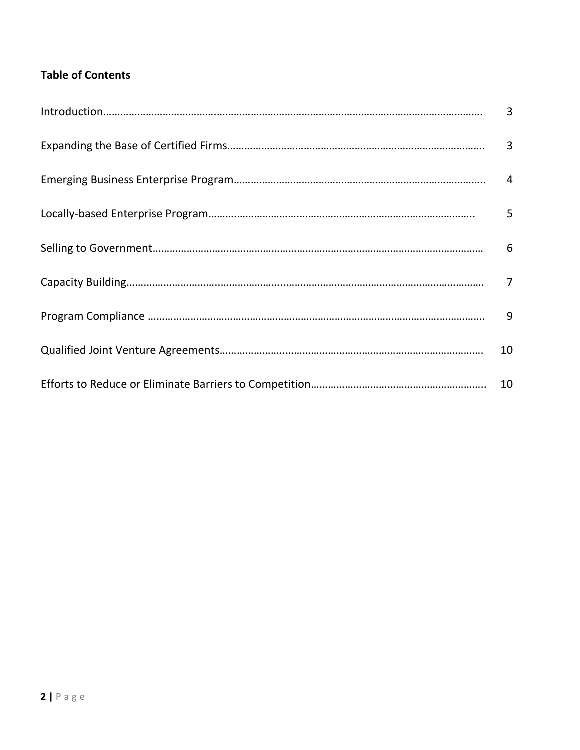**Table of Contents**

| | |
|---|---|
| Introduction | 3 |
| Expanding the Base of Certified Firms | 3 |
| Emerging Business Enterprise Program | 4 |
| Locally-based Enterprise Program | 5 |
| Selling to Government | 6 |
| Capacity Building | 7 |
| Program Compliance | 9 |
| Qualified Joint Venture Agreements | 10 |
| Efforts to Reduce or Eliminate Barriers to Competition | 10 |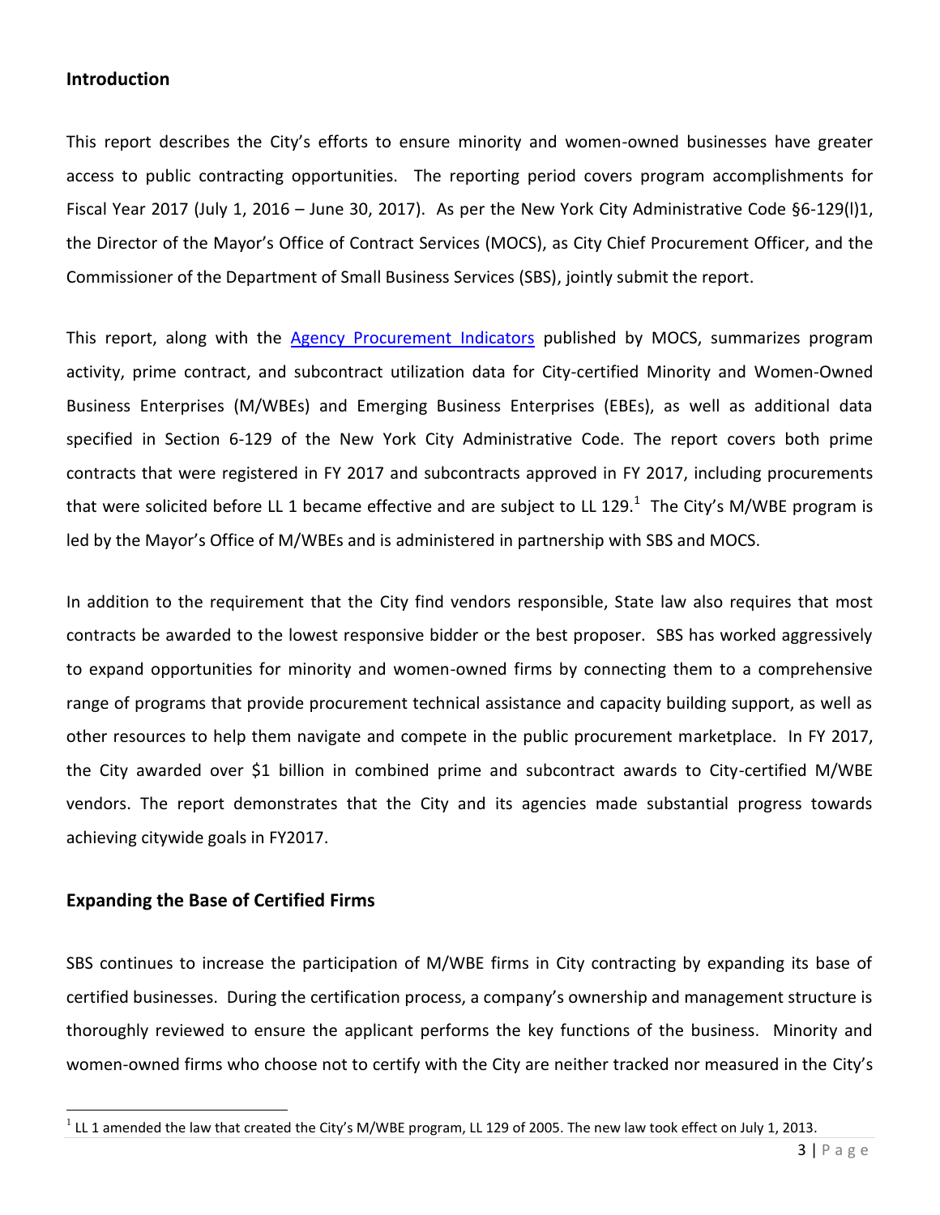## Introduction

This report describes the City's efforts to ensure minority and women-owned businesses have greater access to public contracting opportunities. The reporting period covers program accomplishments for Fiscal Year 2017 (July 1, 2016 – June 30, 2017). As per the New York City Administrative Code §6-129(l)1, the Director of the Mayor's Office of Contract Services (MOCS), as City Chief Procurement Officer, and the Commissioner of the Department of Small Business Services (SBS), jointly submit the report.

This report, along with the [Agency Procurement Indicators] published by MOCS, summarizes program activity, prime contract, and subcontract utilization data for City-certified Minority and Women-Owned Business Enterprises (M/WBEs) and Emerging Business Enterprises (EBEs), as well as additional data specified in Section 6-129 of the New York City Administrative Code. The report covers both prime contracts that were registered in FY 2017 and subcontracts approved in FY 2017, including procurements that were solicited before LL 1 became effective and are subject to LL 129.[1] The City's M/WBE program is led by the Mayor's Office of M/WBEs and is administered in partnership with SBS and MOCS.

In addition to the requirement that the City find vendors responsible, State law also requires that most contracts be awarded to the lowest responsive bidder or the best proposer. SBS has worked aggressively to expand opportunities for minority and women-owned firms by connecting them to a comprehensive range of programs that provide procurement technical assistance and capacity building support, as well as other resources to help them navigate and compete in the public procurement marketplace. In FY 2017, the City awarded over $1 billion in combined prime and subcontract awards to City-certified M/WBE vendors. The report demonstrates that the City and its agencies made substantial progress towards achieving citywide goals in FY2017.

## Expanding the Base of Certified Firms

SBS continues to increase the participation of M/WBE firms in City contracting by expanding its base of certified businesses. During the certification process, a company's ownership and management structure is thoroughly reviewed to ensure the applicant performs the key functions of the business. Minority and women-owned firms who choose not to certify with the City are neither tracked nor measured in the City's

[1] LL 1 amended the law that created the City's M/WBE program, LL 129 of 2005. The new law took effect on July 1, 2013.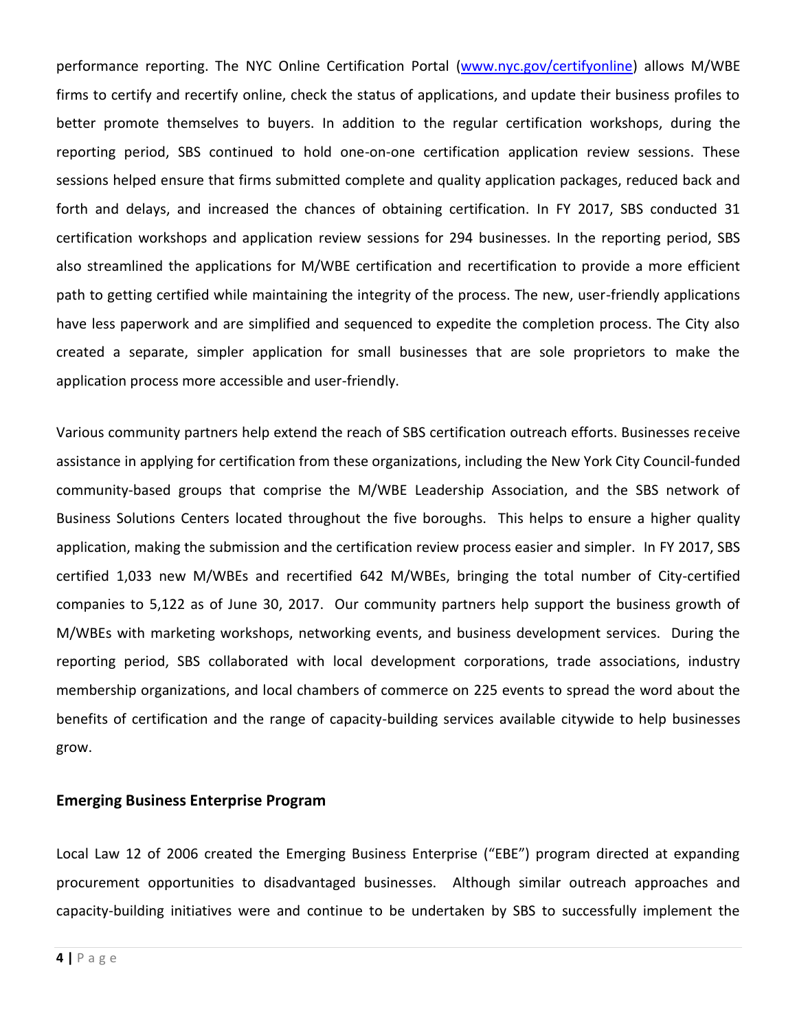performance reporting. The NYC Online Certification Portal ([www.nyc.gov/certifyonline](www.nyc.gov/certifyonline)) allows M/WBE firms to certify and recertify online, check the status of applications, and update their business profiles to better promote themselves to buyers. In addition to the regular certification workshops, during the reporting period, SBS continued to hold one-on-one certification application review sessions. These sessions helped ensure that firms submitted complete and quality application packages, reduced back and forth and delays, and increased the chances of obtaining certification. In FY 2017, SBS conducted 31 certification workshops and application review sessions for 294 businesses. In the reporting period, SBS also streamlined the applications for M/WBE certification and recertification to provide a more efficient path to getting certified while maintaining the integrity of the process. The new, user-friendly applications have less paperwork and are simplified and sequenced to expedite the completion process. The City also created a separate, simpler application for small businesses that are sole proprietors to make the application process more accessible and user-friendly.

Various community partners help extend the reach of SBS certification outreach efforts. Businesses receive assistance in applying for certification from these organizations, including the New York City Council-funded community-based groups that comprise the M/WBE Leadership Association, and the SBS network of Business Solutions Centers located throughout the five boroughs. This helps to ensure a higher quality application, making the submission and the certification review process easier and simpler. In FY 2017, SBS certified 1,033 new M/WBEs and recertified 642 M/WBEs, bringing the total number of City-certified companies to 5,122 as of June 30, 2017. Our community partners help support the business growth of M/WBEs with marketing workshops, networking events, and business development services. During the reporting period, SBS collaborated with local development corporations, trade associations, industry membership organizations, and local chambers of commerce on 225 events to spread the word about the benefits of certification and the range of capacity-building services available citywide to help businesses grow.

## Emerging Business Enterprise Program

Local Law 12 of 2006 created the Emerging Business Enterprise ("EBE") program directed at expanding procurement opportunities to disadvantaged businesses. Although similar outreach approaches and capacity-building initiatives were and continue to be undertaken by SBS to successfully implement the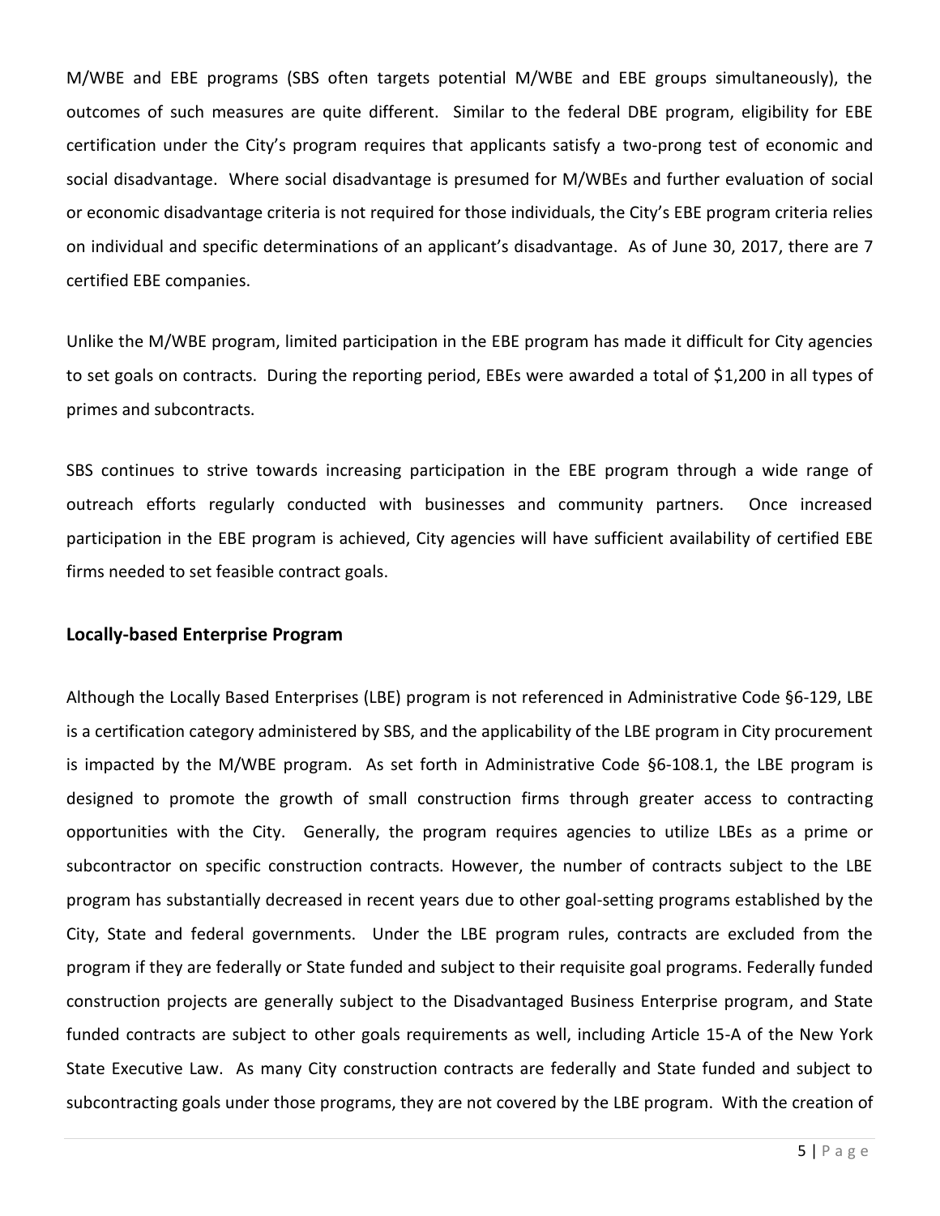M/WBE and EBE programs (SBS often targets potential M/WBE and EBE groups simultaneously), the outcomes of such measures are quite different. Similar to the federal DBE program, eligibility for EBE certification under the City's program requires that applicants satisfy a two-prong test of economic and social disadvantage. Where social disadvantage is presumed for M/WBEs and further evaluation of social or economic disadvantage criteria is not required for those individuals, the City's EBE program criteria relies on individual and specific determinations of an applicant's disadvantage. As of June 30, 2017, there are 7 certified EBE companies.

Unlike the M/WBE program, limited participation in the EBE program has made it difficult for City agencies to set goals on contracts. During the reporting period, EBEs were awarded a total of $1,200 in all types of primes and subcontracts.

SBS continues to strive towards increasing participation in the EBE program through a wide range of outreach efforts regularly conducted with businesses and community partners. Once increased participation in the EBE program is achieved, City agencies will have sufficient availability of certified EBE firms needed to set feasible contract goals.

### Locally-based Enterprise Program

Although the Locally Based Enterprises (LBE) program is not referenced in Administrative Code §6-129, LBE is a certification category administered by SBS, and the applicability of the LBE program in City procurement is impacted by the M/WBE program. As set forth in Administrative Code §6-108.1, the LBE program is designed to promote the growth of small construction firms through greater access to contracting opportunities with the City. Generally, the program requires agencies to utilize LBEs as a prime or subcontractor on specific construction contracts. However, the number of contracts subject to the LBE program has substantially decreased in recent years due to other goal-setting programs established by the City, State and federal governments. Under the LBE program rules, contracts are excluded from the program if they are federally or State funded and subject to their requisite goal programs. Federally funded construction projects are generally subject to the Disadvantaged Business Enterprise program, and State funded contracts are subject to other goals requirements as well, including Article 15-A of the New York State Executive Law. As many City construction contracts are federally and State funded and subject to subcontracting goals under those programs, they are not covered by the LBE program. With the creation of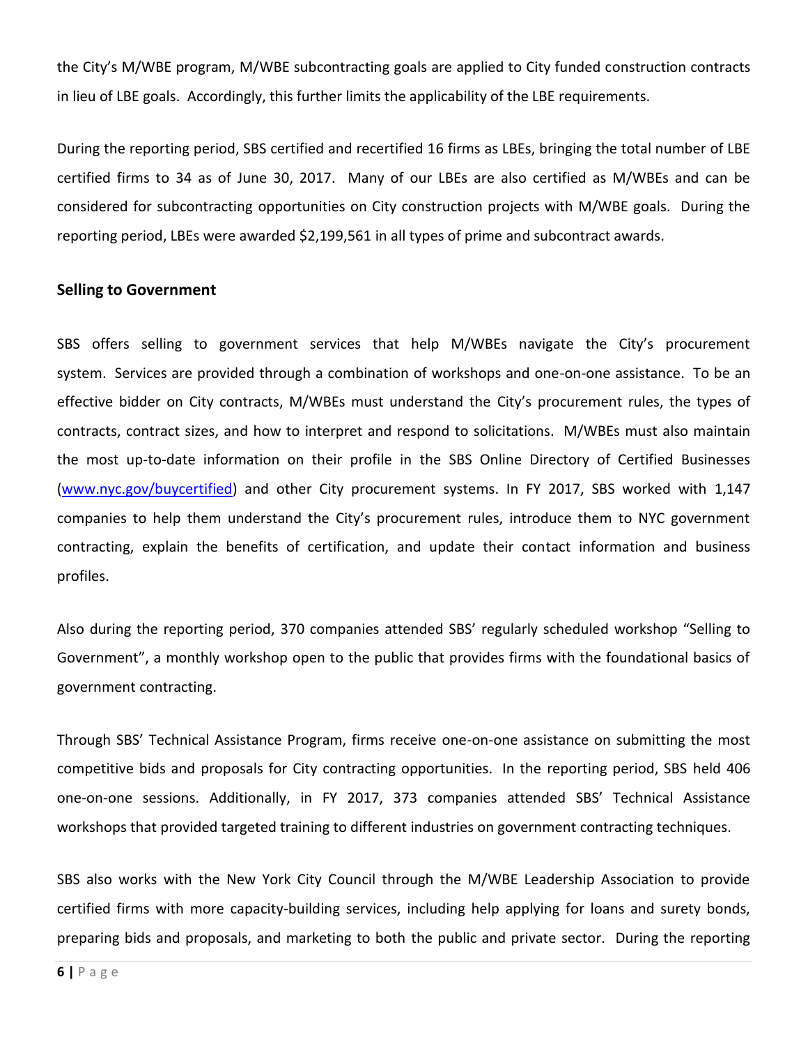the City's M/WBE program, M/WBE subcontracting goals are applied to City funded construction contracts in lieu of LBE goals. Accordingly, this further limits the applicability of the LBE requirements.

During the reporting period, SBS certified and recertified 16 firms as LBEs, bringing the total number of LBE certified firms to 34 as of June 30, 2017. Many of our LBEs are also certified as M/WBEs and can be considered for subcontracting opportunities on City construction projects with M/WBE goals. During the reporting period, LBEs were awarded $2,199,561 in all types of prime and subcontract awards.

### Selling to Government

SBS offers selling to government services that help M/WBEs navigate the City's procurement system. Services are provided through a combination of workshops and one-on-one assistance. To be an effective bidder on City contracts, M/WBEs must understand the City's procurement rules, the types of contracts, contract sizes, and how to interpret and respond to solicitations. M/WBEs must also maintain the most up-to-date information on their profile in the SBS Online Directory of Certified Businesses (www.nyc.gov/buycertified) and other City procurement systems. In FY 2017, SBS worked with 1,147 companies to help them understand the City's procurement rules, introduce them to NYC government contracting, explain the benefits of certification, and update their contact information and business profiles.

Also during the reporting period, 370 companies attended SBS' regularly scheduled workshop "Selling to Government", a monthly workshop open to the public that provides firms with the foundational basics of government contracting.

Through SBS' Technical Assistance Program, firms receive one-on-one assistance on submitting the most competitive bids and proposals for City contracting opportunities. In the reporting period, SBS held 406 one-on-one sessions. Additionally, in FY 2017, 373 companies attended SBS' Technical Assistance workshops that provided targeted training to different industries on government contracting techniques.

SBS also works with the New York City Council through the M/WBE Leadership Association to provide certified firms with more capacity-building services, including help applying for loans and surety bonds, preparing bids and proposals, and marketing to both the public and private sector. During the reporting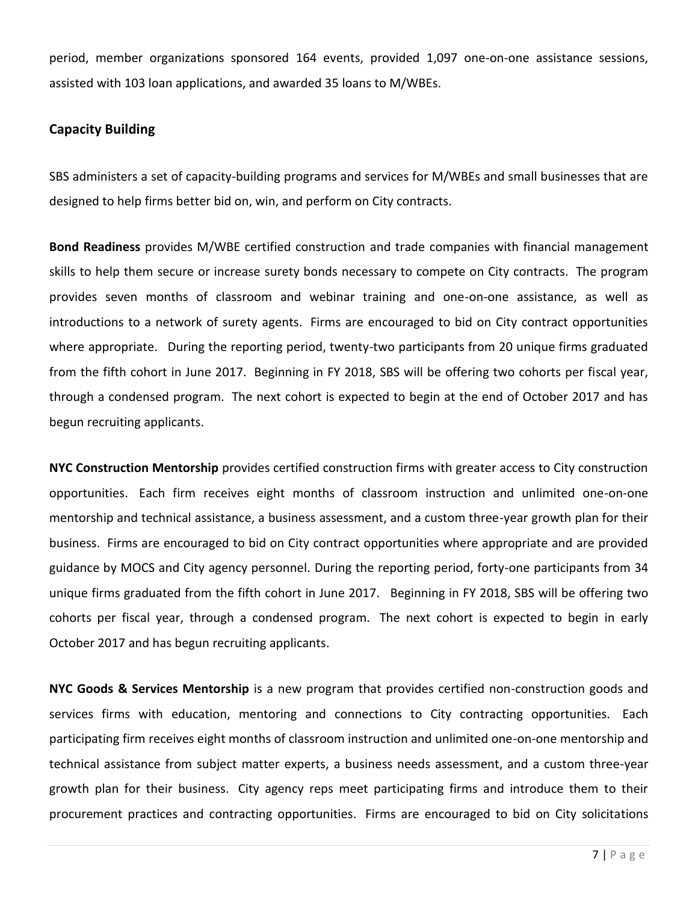period, member organizations sponsored 164 events, provided 1,097 one-on-one assistance sessions, assisted with 103 loan applications, and awarded 35 loans to M/WBEs.

## Capacity Building

SBS administers a set of capacity-building programs and services for M/WBEs and small businesses that are designed to help firms better bid on, win, and perform on City contracts.

**Bond Readiness** provides M/WBE certified construction and trade companies with financial management skills to help them secure or increase surety bonds necessary to compete on City contracts. The program provides seven months of classroom and webinar training and one-on-one assistance, as well as introductions to a network of surety agents. Firms are encouraged to bid on City contract opportunities where appropriate. During the reporting period, twenty-two participants from 20 unique firms graduated from the fifth cohort in June 2017. Beginning in FY 2018, SBS will be offering two cohorts per fiscal year, through a condensed program. The next cohort is expected to begin at the end of October 2017 and has begun recruiting applicants.

**NYC Construction Mentorship** provides certified construction firms with greater access to City construction opportunities. Each firm receives eight months of classroom instruction and unlimited one-on-one mentorship and technical assistance, a business assessment, and a custom three-year growth plan for their business. Firms are encouraged to bid on City contract opportunities where appropriate and are provided guidance by MOCS and City agency personnel. During the reporting period, forty-one participants from 34 unique firms graduated from the fifth cohort in June 2017. Beginning in FY 2018, SBS will be offering two cohorts per fiscal year, through a condensed program. The next cohort is expected to begin in early October 2017 and has begun recruiting applicants.

**NYC Goods & Services Mentorship** is a new program that provides certified non-construction goods and services firms with education, mentoring and connections to City contracting opportunities. Each participating firm receives eight months of classroom instruction and unlimited one-on-one mentorship and technical assistance from subject matter experts, a business needs assessment, and a custom three-year growth plan for their business. City agency reps meet participating firms and introduce them to their procurement practices and contracting opportunities. Firms are encouraged to bid on City solicitations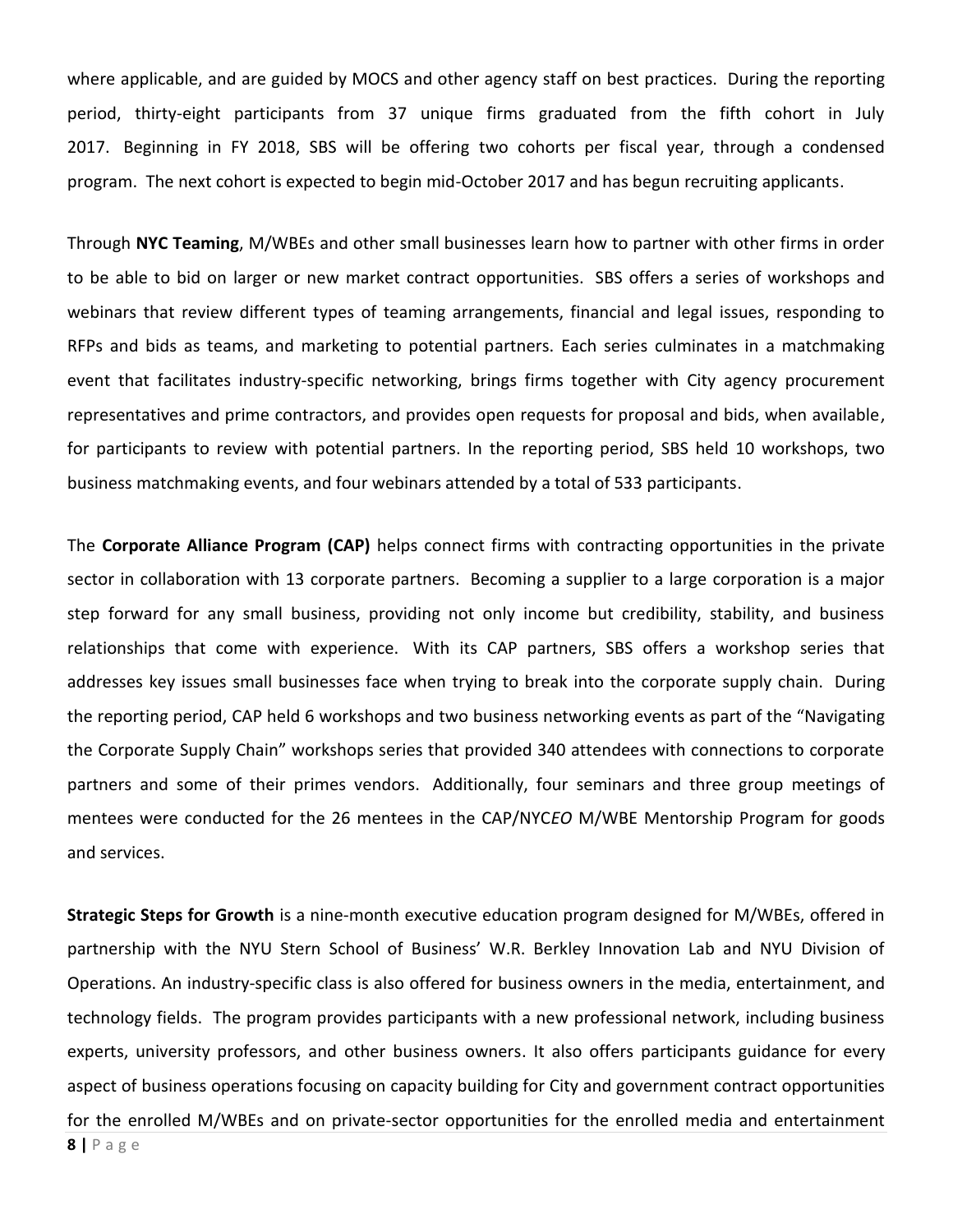where applicable, and are guided by MOCS and other agency staff on best practices. During the reporting period, thirty-eight participants from 37 unique firms graduated from the fifth cohort in July 2017. Beginning in FY 2018, SBS will be offering two cohorts per fiscal year, through a condensed program. The next cohort is expected to begin mid-October 2017 and has begun recruiting applicants.

Through **NYC Teaming**, M/WBEs and other small businesses learn how to partner with other firms in order to be able to bid on larger or new market contract opportunities. SBS offers a series of workshops and webinars that review different types of teaming arrangements, financial and legal issues, responding to RFPs and bids as teams, and marketing to potential partners. Each series culminates in a matchmaking event that facilitates industry-specific networking, brings firms together with City agency procurement representatives and prime contractors, and provides open requests for proposal and bids, when available, for participants to review with potential partners. In the reporting period, SBS held 10 workshops, two business matchmaking events, and four webinars attended by a total of 533 participants.

The **Corporate Alliance Program (CAP)** helps connect firms with contracting opportunities in the private sector in collaboration with 13 corporate partners. Becoming a supplier to a large corporation is a major step forward for any small business, providing not only income but credibility, stability, and business relationships that come with experience. With its CAP partners, SBS offers a workshop series that addresses key issues small businesses face when trying to break into the corporate supply chain. During the reporting period, CAP held 6 workshops and two business networking events as part of the "Navigating the Corporate Supply Chain" workshops series that provided 340 attendees with connections to corporate partners and some of their primes vendors. Additionally, four seminars and three group meetings of mentees were conducted for the 26 mentees in the CAP/NYC*EO* M/WBE Mentorship Program for goods and services.

**Strategic Steps for Growth** is a nine-month executive education program designed for M/WBEs, offered in partnership with the NYU Stern School of Business' W.R. Berkley Innovation Lab and NYU Division of Operations. An industry-specific class is also offered for business owners in the media, entertainment, and technology fields. The program provides participants with a new professional network, including business experts, university professors, and other business owners. It also offers participants guidance for every aspect of business operations focusing on capacity building for City and government contract opportunities for the enrolled M/WBEs and on private-sector opportunities for the enrolled media and entertainment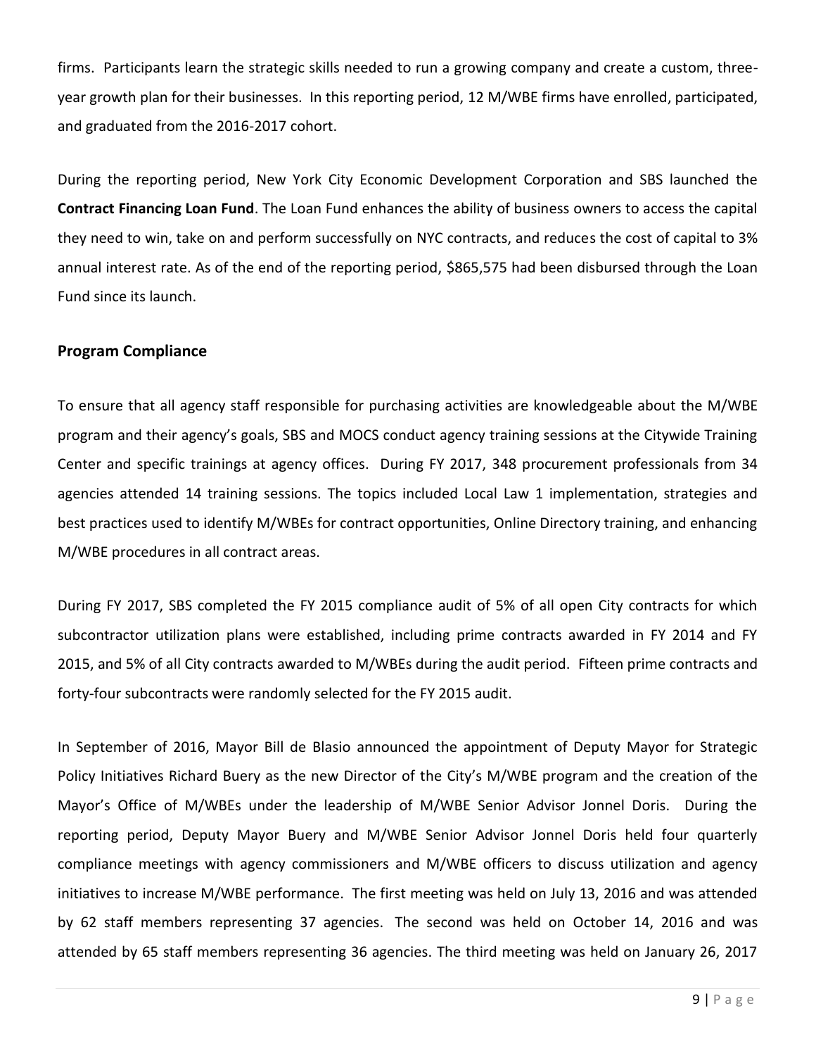firms. Participants learn the strategic skills needed to run a growing company and create a custom, three-year growth plan for their businesses. In this reporting period, 12 M/WBE firms have enrolled, participated, and graduated from the 2016-2017 cohort.

During the reporting period, New York City Economic Development Corporation and SBS launched the **Contract Financing Loan Fund**. The Loan Fund enhances the ability of business owners to access the capital they need to win, take on and perform successfully on NYC contracts, and reduces the cost of capital to 3% annual interest rate. As of the end of the reporting period, $865,575 had been disbursed through the Loan Fund since its launch.

## Program Compliance

To ensure that all agency staff responsible for purchasing activities are knowledgeable about the M/WBE program and their agency's goals, SBS and MOCS conduct agency training sessions at the Citywide Training Center and specific trainings at agency offices. During FY 2017, 348 procurement professionals from 34 agencies attended 14 training sessions. The topics included Local Law 1 implementation, strategies and best practices used to identify M/WBEs for contract opportunities, Online Directory training, and enhancing M/WBE procedures in all contract areas.

During FY 2017, SBS completed the FY 2015 compliance audit of 5% of all open City contracts for which subcontractor utilization plans were established, including prime contracts awarded in FY 2014 and FY 2015, and 5% of all City contracts awarded to M/WBEs during the audit period. Fifteen prime contracts and forty-four subcontracts were randomly selected for the FY 2015 audit.

In September of 2016, Mayor Bill de Blasio announced the appointment of Deputy Mayor for Strategic Policy Initiatives Richard Buery as the new Director of the City's M/WBE program and the creation of the Mayor's Office of M/WBEs under the leadership of M/WBE Senior Advisor Jonnel Doris. During the reporting period, Deputy Mayor Buery and M/WBE Senior Advisor Jonnel Doris held four quarterly compliance meetings with agency commissioners and M/WBE officers to discuss utilization and agency initiatives to increase M/WBE performance. The first meeting was held on July 13, 2016 and was attended by 62 staff members representing 37 agencies. The second was held on October 14, 2016 and was attended by 65 staff members representing 36 agencies. The third meeting was held on January 26, 2017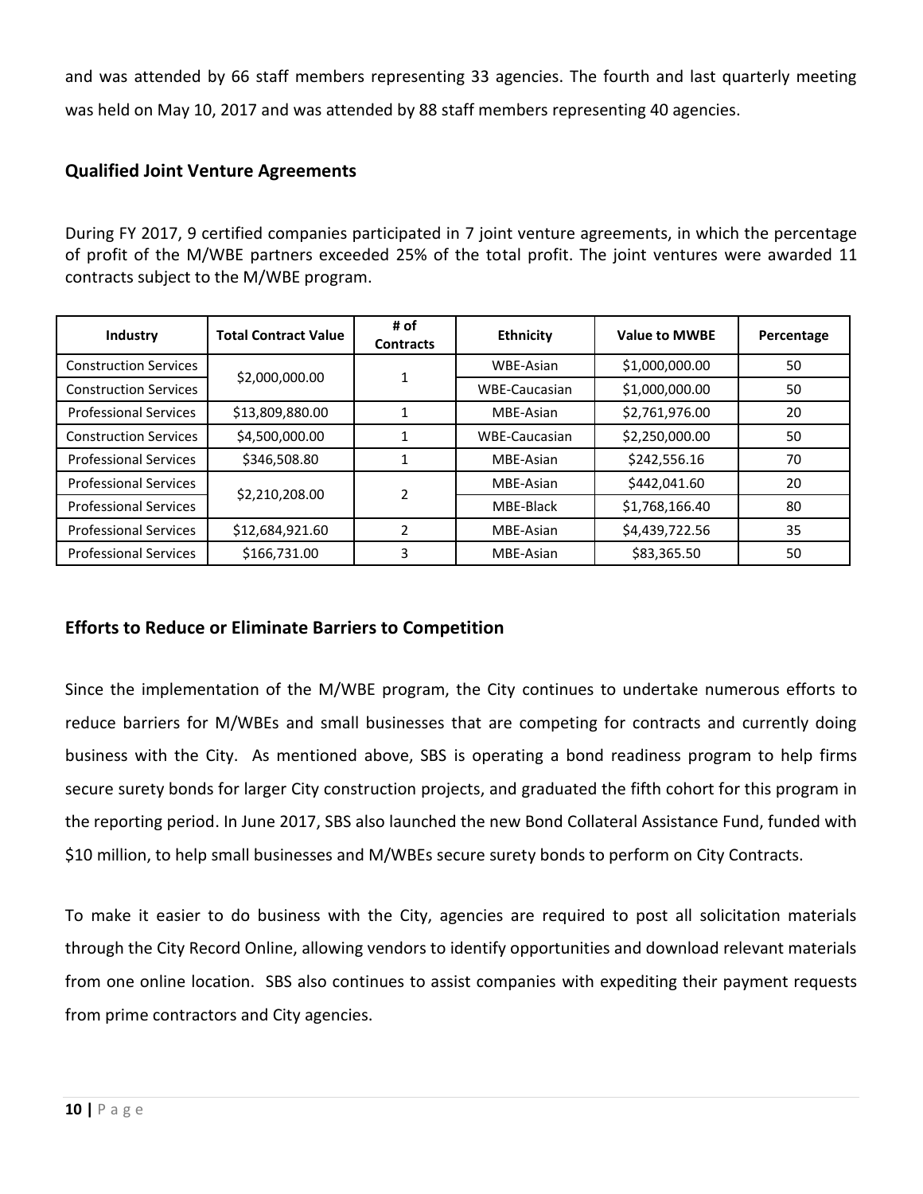and was attended by 66 staff members representing 33 agencies. The fourth and last quarterly meeting was held on May 10, 2017 and was attended by 88 staff members representing 40 agencies.

### Qualified Joint Venture Agreements

During FY 2017, 9 certified companies participated in 7 joint venture agreements, in which the percentage of profit of the M/WBE partners exceeded 25% of the total profit. The joint ventures were awarded 11 contracts subject to the M/WBE program.

| Industry | Total Contract Value | # of Contracts | Ethnicity | Value to MWBE | Percentage |
|---|---|---|---|---|---|
| Construction Services | $2,000,000.00 | 1 | WBE-Asian | $1,000,000.00 | 50 |
| Construction Services | | | WBE-Caucasian | $1,000,000.00 | 50 |
| Professional Services | $13,809,880.00 | 1 | MBE-Asian | $2,761,976.00 | 20 |
| Construction Services | $4,500,000.00 | 1 | WBE-Caucasian | $2,250,000.00 | 50 |
| Professional Services | $346,508.80 | 1 | MBE-Asian | $242,556.16 | 70 |
| Professional Services | $2,210,208.00 | 2 | MBE-Asian | $442,041.60 | 20 |
| Professional Services | | | MBE-Black | $1,768,166.40 | 80 |
| Professional Services | $12,684,921.60 | 2 | MBE-Asian | $4,439,722.56 | 35 |
| Professional Services | $166,731.00 | 3 | MBE-Asian | $83,365.50 | 50 |

### Efforts to Reduce or Eliminate Barriers to Competition

Since the implementation of the M/WBE program, the City continues to undertake numerous efforts to reduce barriers for M/WBEs and small businesses that are competing for contracts and currently doing business with the City. As mentioned above, SBS is operating a bond readiness program to help firms secure surety bonds for larger City construction projects, and graduated the fifth cohort for this program in the reporting period. In June 2017, SBS also launched the new Bond Collateral Assistance Fund, funded with $10 million, to help small businesses and M/WBEs secure surety bonds to perform on City Contracts.

To make it easier to do business with the City, agencies are required to post all solicitation materials through the City Record Online, allowing vendors to identify opportunities and download relevant materials from one online location. SBS also continues to assist companies with expediting their payment requests from prime contractors and City agencies.